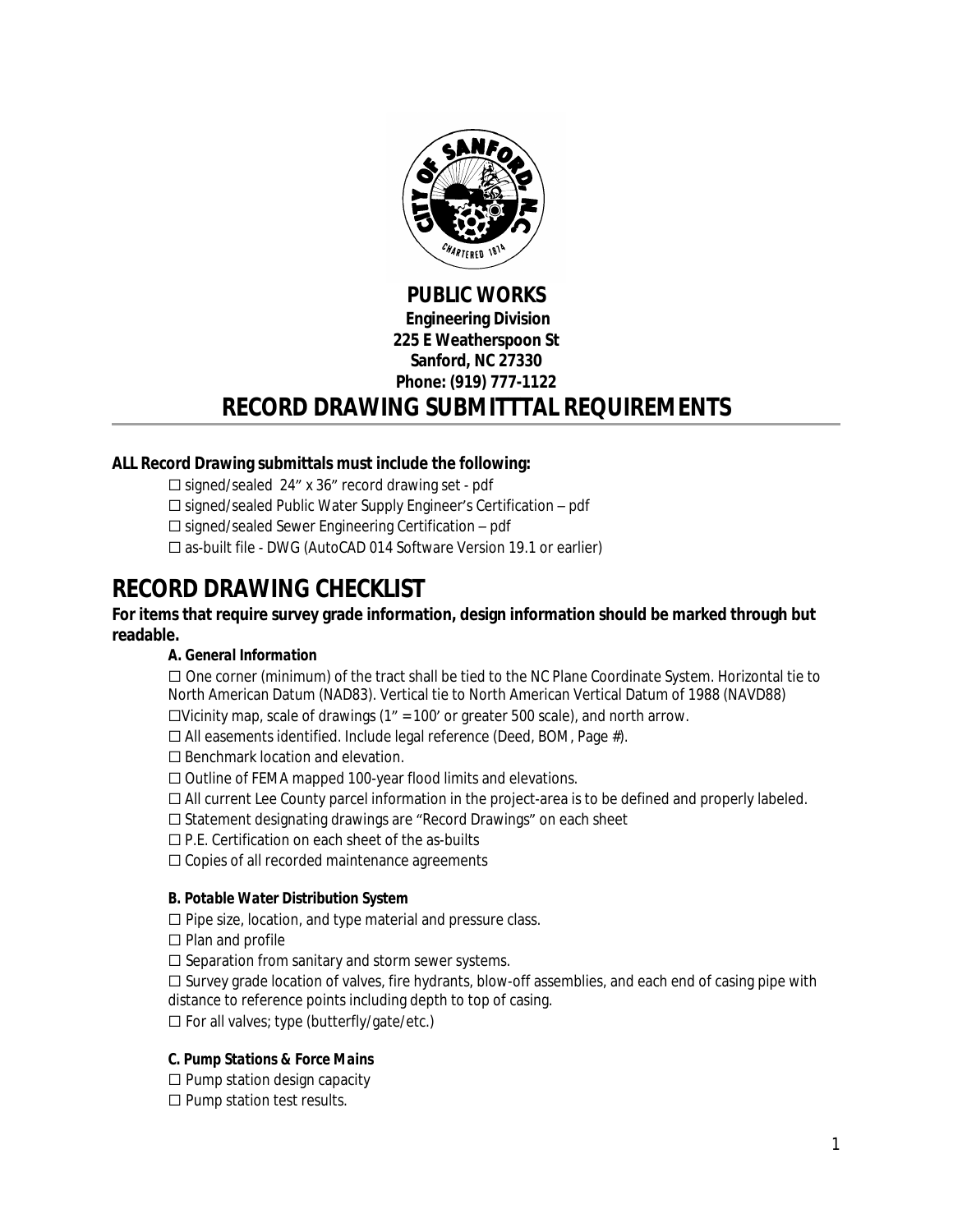**PUBLIC WORKS**
**Engineering Division**
**225 E Weatherspoon St**
**Sanford, NC 27330**
**Phone: (919) 777-1122**

# RECORD DRAWING SUBMITTTAL REQUIREMENTS

**ALL Record Drawing submittals must include the following:**

- ☐ signed/sealed 24" x 36" record drawing set - pdf
- ☐ signed/sealed Public Water Supply Engineer's Certification – pdf
- ☐ signed/sealed Sewer Engineering Certification – pdf
- ☐ as-built file - DWG (AutoCAD 014 Software Version 19.1 or earlier)

# RECORD DRAWING CHECKLIST

**For items that require survey grade information, design information should be marked through but readable.**

### *A. General Information*

- ☐ One corner (minimum) of the tract shall be tied to the NC Plane Coordinate System. Horizontal tie to North American Datum (NAD83). Vertical tie to North American Vertical Datum of 1988 (NAVD88)
- ☐Vicinity map, scale of drawings (1" = 100' or greater 500 scale), and north arrow.
- ☐ All easements identified. Include legal reference (Deed, BOM, Page #).
- ☐ Benchmark location and elevation.
- ☐ Outline of FEMA mapped 100-year flood limits and elevations.
- ☐ All current Lee County parcel information in the project-area is to be defined and properly labeled.
- ☐ Statement designating drawings are "Record Drawings" on each sheet
- ☐ P.E. Certification on each sheet of the as-builts
- ☐ Copies of all recorded maintenance agreements

### *B. Potable Water Distribution System*

- ☐ Pipe size, location, and type material and pressure class.
- ☐ Plan and profile
- ☐ Separation from sanitary and storm sewer systems.
- ☐ Survey grade location of valves, fire hydrants, blow-off assemblies, and each end of casing pipe with distance to reference points including depth to top of casing.
- ☐ For all valves; type (butterfly/gate/etc.)

### *C. Pump Stations & Force Mains*

- ☐ Pump station design capacity
- ☐ Pump station test results.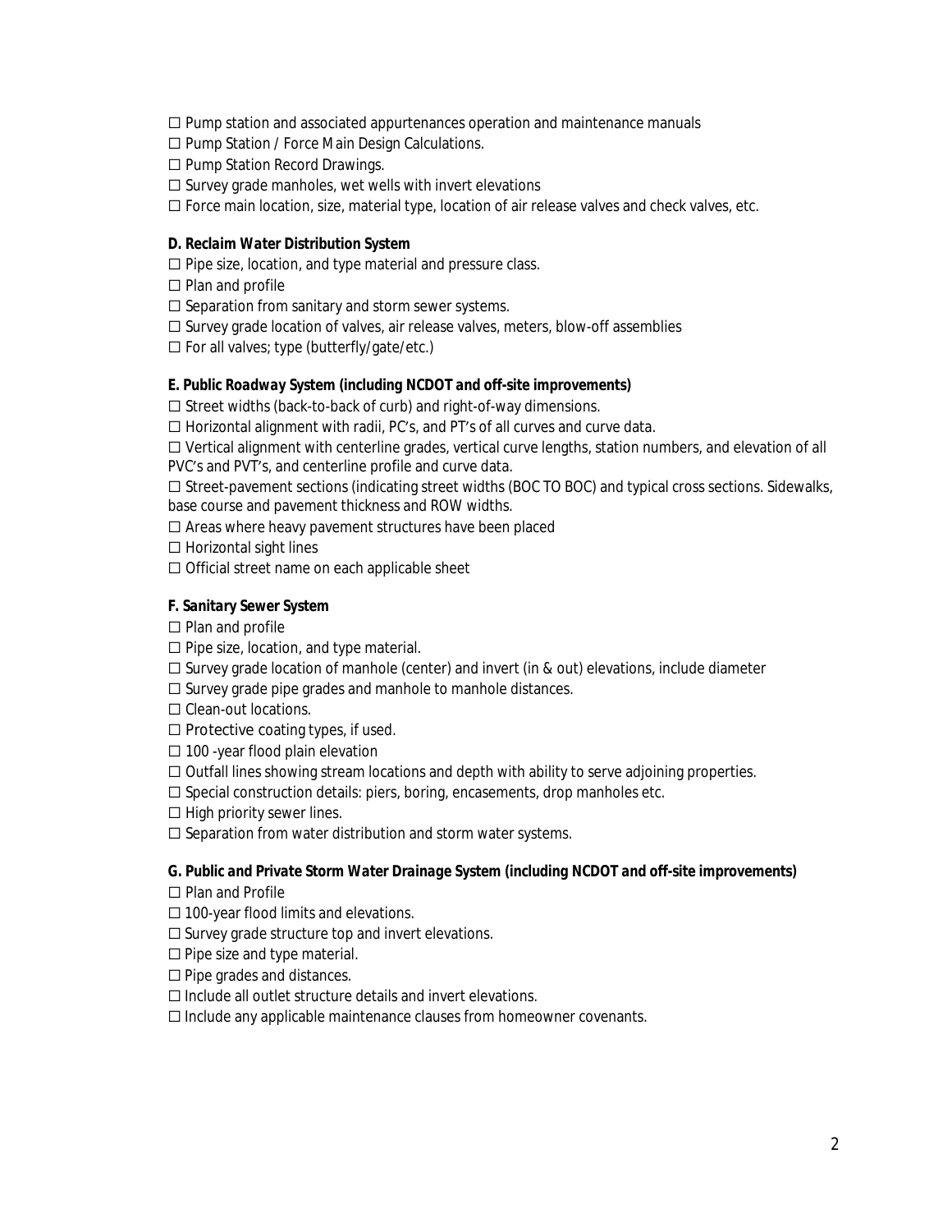☐ Pump station and associated appurtenances operation and maintenance manuals
☐ Pump Station / Force Main Design Calculations.
☐ Pump Station Record Drawings.
☐ Survey grade manholes, wet wells with invert elevations
☐ Force main location, size, material type, location of air release valves and check valves, etc.

**D. Reclaim Water Distribution System**

☐ Pipe size, location, and type material and pressure class.
☐ Plan and profile
☐ Separation from sanitary and storm sewer systems.
☐ Survey grade location of valves, air release valves, meters, blow-off assemblies
☐ For all valves; type (butterfly/gate/etc.)

**E. Public Roadway System (including NCDOT and off-site improvements)**

☐ Street widths (back-to-back of curb) and right-of-way dimensions.
☐ Horizontal alignment with radii, PC's, and PT's of all curves and curve data.
☐ Vertical alignment with centerline grades, vertical curve lengths, station numbers, and elevation of all PVC's and PVT's, and centerline profile and curve data.
☐ Street-pavement sections (indicating street widths (BOC TO BOC) and typical cross sections. Sidewalks, base course and pavement thickness and ROW widths.
☐ Areas where heavy pavement structures have been placed
☐ Horizontal sight lines
☐ Official street name on each applicable sheet

**F. Sanitary Sewer System**

☐ Plan and profile
☐ Pipe size, location, and type material.
☐ Survey grade location of manhole (center) and invert (in & out) elevations, include diameter
☐ Survey grade pipe grades and manhole to manhole distances.
☐ Clean-out locations.
☐ Protective coating types, if used.
☐ 100 -year flood plain elevation
☐ Outfall lines showing stream locations and depth with ability to serve adjoining properties.
☐ Special construction details: piers, boring, encasements, drop manholes etc.
☐ High priority sewer lines.
☐ Separation from water distribution and storm water systems.

**G. Public and Private Storm Water Drainage System (including NCDOT and off-site improvements)**

☐ Plan and Profile
☐ 100-year flood limits and elevations.
☐ Survey grade structure top and invert elevations.
☐ Pipe size and type material.
☐ Pipe grades and distances.
☐ Include all outlet structure details and invert elevations.
☐ Include any applicable maintenance clauses from homeowner covenants.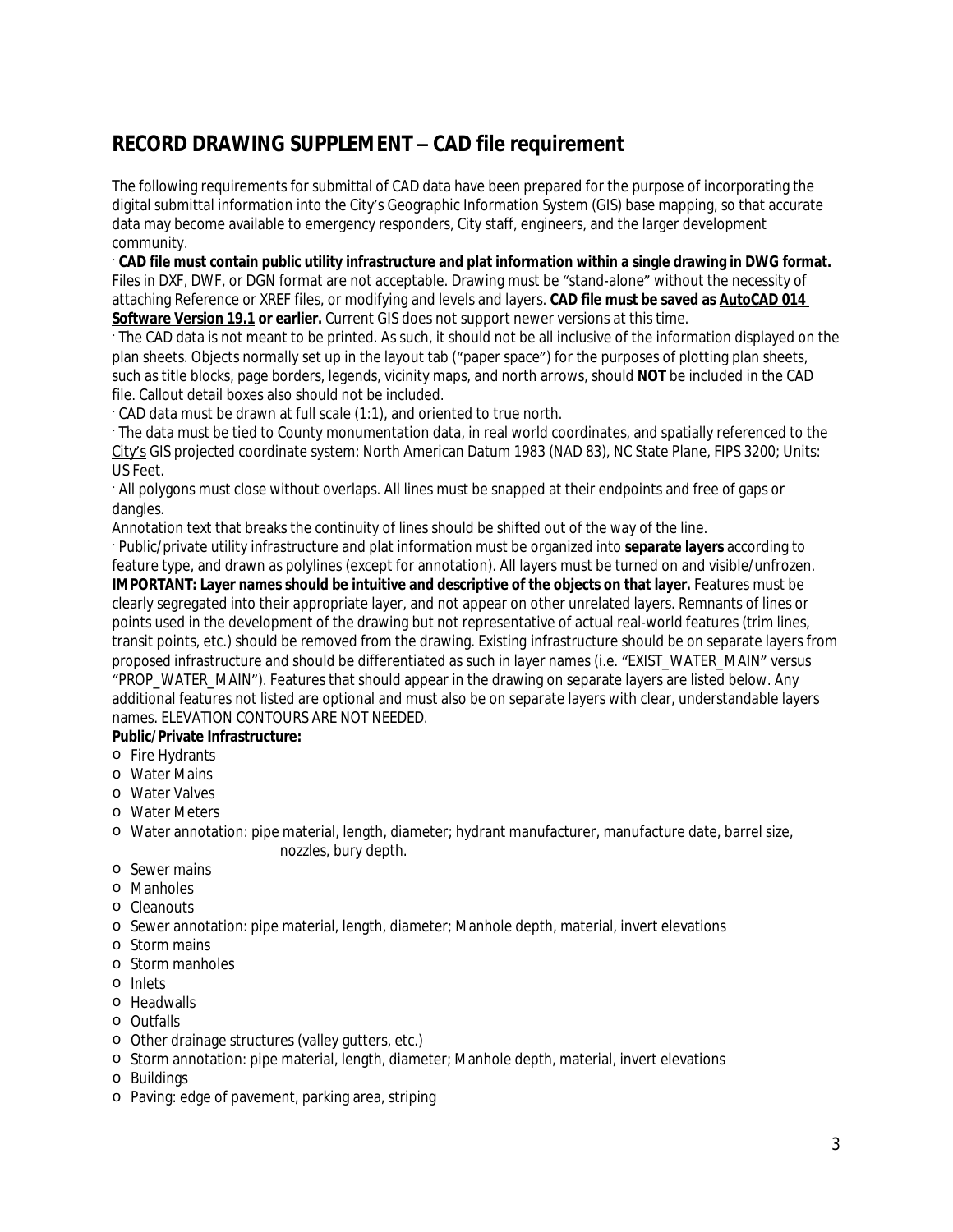## RECORD DRAWING SUPPLEMENT – CAD file requirement

The following requirements for submittal of CAD data have been prepared for the purpose of incorporating the digital submittal information into the City's Geographic Information System (GIS) base mapping, so that accurate data may become available to emergency responders, City staff, engineers, and the larger development community.

· **CAD file must contain public utility infrastructure and plat information within a single drawing in DWG format.** Files in DXF, DWF, or DGN format are not acceptable. Drawing must be "stand-alone" without the necessity of attaching Reference or XREF files, or modifying and levels and layers. **CAD file must be saved as AutoCAD 014 Software Version 19.1 or earlier.** Current GIS does not support newer versions at this time.

· The CAD data is not meant to be printed. As such, it should not be all inclusive of the information displayed on the plan sheets. Objects normally set up in the layout tab ("paper space") for the purposes of plotting plan sheets, such as title blocks, page borders, legends, vicinity maps, and north arrows, should **NOT** be included in the CAD file. Callout detail boxes also should not be included.

· CAD data must be drawn at full scale (1:1), and oriented to true north.

· The data must be tied to County monumentation data, in real world coordinates, and spatially referenced to the City's GIS projected coordinate system: North American Datum 1983 (NAD 83), NC State Plane, FIPS 3200; Units: US Feet.

· All polygons must close without overlaps. All lines must be snapped at their endpoints and free of gaps or dangles.

Annotation text that breaks the continuity of lines should be shifted out of the way of the line.

· Public/private utility infrastructure and plat information must be organized into **separate layers** according to feature type, and drawn as polylines (except for annotation). All layers must be turned on and visible/unfrozen. **IMPORTANT: Layer names should be intuitive and descriptive of the objects on that layer.** Features must be clearly segregated into their appropriate layer, and not appear on other unrelated layers. Remnants of lines or points used in the development of the drawing but not representative of actual real-world features (trim lines, transit points, etc.) should be removed from the drawing. Existing infrastructure should be on separate layers from proposed infrastructure and should be differentiated as such in layer names (i.e. "EXIST_WATER_MAIN" versus "PROP_WATER_MAIN"). Features that should appear in the drawing on separate layers are listed below. Any additional features not listed are optional and must also be on separate layers with clear, understandable layers names. ELEVATION CONTOURS ARE NOT NEEDED.

**Public/Private Infrastructure:**

- Fire Hydrants
- Water Mains
- Water Valves
- Water Meters
- Water annotation: pipe material, length, diameter; hydrant manufacturer, manufacture date, barrel size, nozzles, bury depth.
- Sewer mains
- Manholes
- Cleanouts
- Sewer annotation: pipe material, length, diameter; Manhole depth, material, invert elevations
- Storm mains
- Storm manholes
- Inlets
- Headwalls
- Outfalls
- Other drainage structures (valley gutters, etc.)
- Storm annotation: pipe material, length, diameter; Manhole depth, material, invert elevations
- Buildings
- Paving: edge of pavement, parking area, striping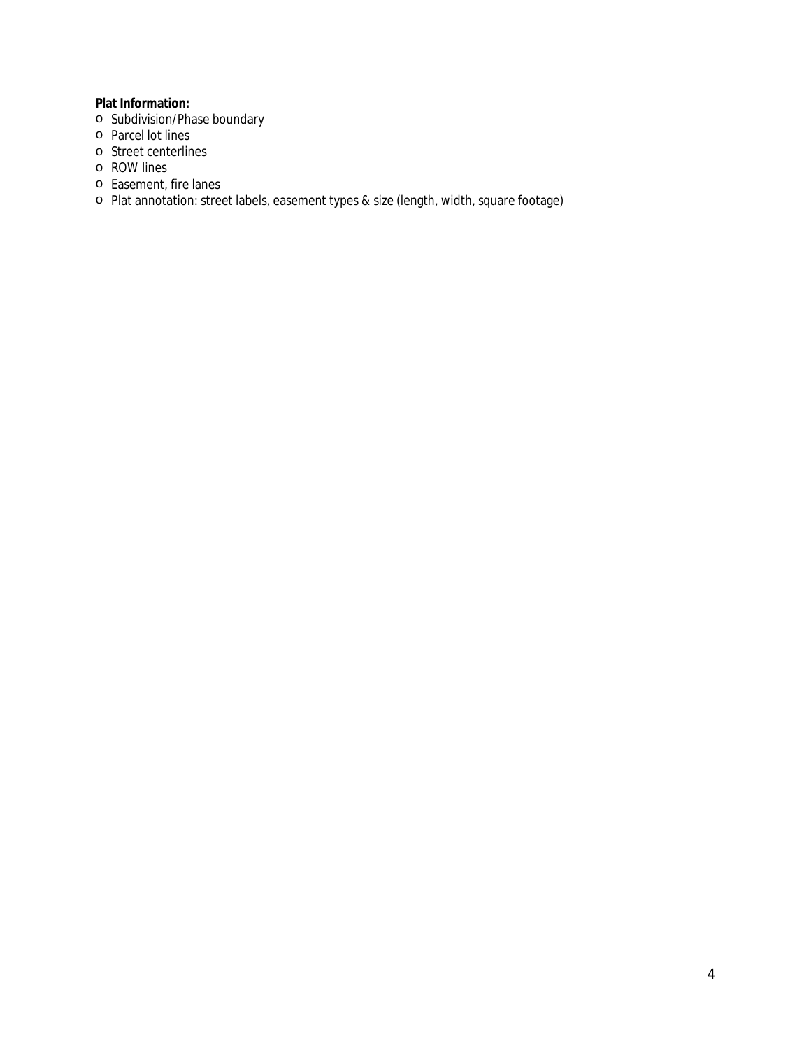**Plat Information:**

- Subdivision/Phase boundary
- Parcel lot lines
- Street centerlines
- ROW lines
- Easement, fire lanes
- Plat annotation: street labels, easement types & size (length, width, square footage)